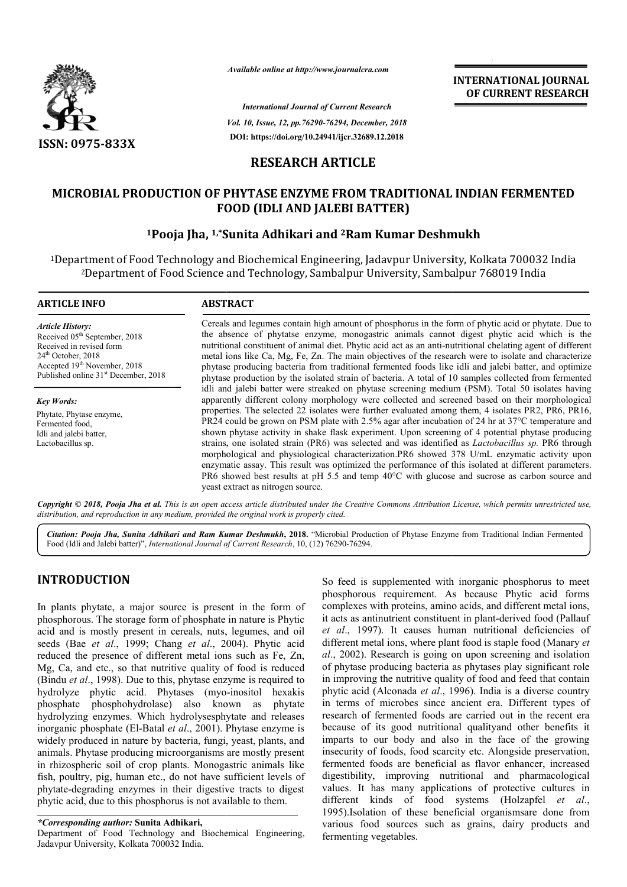ISSN: 0975-833X

*Available online at http://www.journalcra.com*

*International Journal of Current Research*
*Vol. 10, Issue, 12, pp.76290-76294, December, 2018*
**DOI: https://doi.org/10.24941/ijcr.32689.12.2018**

**INTERNATIONAL JOURNAL OF CURRENT RESEARCH**

## RESEARCH ARTICLE

# MICROBIAL PRODUCTION OF PHYTASE ENZYME FROM TRADITIONAL INDIAN FERMENTED FOOD (IDLI AND JALEBI BATTER)

**[1]Pooja Jha, [1,*]Sunita Adhikari and [2]Ram Kumar Deshmukh**

[1]Department of Food Technology and Biochemical Engineering, Jadavpur University, Kolkata 700032 India
[2]Department of Food Science and Technology, Sambalpur University, Sambalpur 768019 India

### ARTICLE INFO

*Article History:*
Received 05th September, 2018
Received in revised form
24th October, 2018
Accepted 19th November, 2018
Published online 31st December, 2018

*Key Words:*
Phytate, Phytase enzyme,
Fermented food,
Idli and jalebi batter,
Lactobacillus sp.

### ABSTRACT

Cereals and legumes contain high amount of phosphorus in the form of phytic acid or phytate. Due to the absence of phytatse enzyme, monogastric animals cannot digest phytic acid which is the nutritional constituent of animal diet. Phytic acid act as an anti-nutritional chelating agent of different metal ions like Ca, Mg, Fe, Zn. The main objectives of the research were to isolate and characterize phytase producing bacteria from traditional fermented foods like idli and jalebi batter, and optimize phytase production by the isolated strain of bacteria. A total of 10 samples collected from fermented idli and jalebi batter were streaked on phytase screening medium (PSM). Total 50 isolates having apparently different colony morphology were collected and screened based on their morphological properties. The selected 22 isolates were further evaluated among them, 4 isolates PR2, PR6, PR16, PR24 could be grown on PSM plate with 2.5% agar after incubation of 24 hr at 37°C temperature and shown phytase activity in shake flask experiment. Upon screening of 4 potential phytase producing strains, one isolated strain (PR6) was selected and was identified as *Lactobacillus sp.* PR6 through morphological and physiological characterization.PR6 showed 378 U/mL enzymatic activity upon enzymatic assay. This result was optimized the performance of this isolated at different parameters. PR6 showed best results at pH 5.5 and temp 40°C with glucose and sucrose as carbon source and yeast extract as nitrogen source.

***Copyright © 2018, Pooja Jha et al.** This is an open access article distributed under the Creative Commons Attribution License, which permits unrestricted use, distribution, and reproduction in any medium, provided the original work is properly cited.*

***Citation:** Pooja Jha, Sunita Adhikari and Ram Kumar Deshmukh, 2018. "Microbial Production of Phytase Enzyme from Traditional Indian Fermented Food (Idli and Jalebi batter)", International Journal of Current Research, 10, (12) 76290-76294.*

## INTRODUCTION

In plants phytate, a major source is present in the form of phosphorous. The storage form of phosphate in nature is Phytic acid and is mostly present in cereals, nuts, legumes, and oil seeds (Bae *et al*., 1999; Chang *et al*., 2004). Phytic acid reduced the presence of different metal ions such as Fe, Zn, Mg, Ca, and etc., so that nutritive quality of food is reduced (Bindu *et al*., 1998). Due to this, phytase enzyme is required to hydrolyze phytic acid. Phytases (myo-inositol hexakis phosphate phosphohydrolase) also known as phytate hydrolyzing enzymes. Which hydrolysesphytate and releases inorganic phosphate (El-Batal *et al*., 2001). Phytase enzyme is widely produced in nature by bacteria, fungi, yeast, plants, and animals. Phytase producing microorganisms are mostly present in rhizospheric soil of crop plants. Monogastric animals like fish, poultry, pig, human etc., do not have sufficient levels of phytate-degrading enzymes in their digestive tracts to digest phytic acid, due to this phosphorus is not available to them.

So feed is supplemented with inorganic phosphorus to meet phosphorous requirement. As because Phytic acid forms complexes with proteins, amino acids, and different metal ions, it acts as antinutrient constituent in plant-derived food (Pallauf *et al*., 1997). It causes human nutritional deficiencies of different metal ions, where plant food is staple food (Manary *et al*., 2002). Research is going on upon screening and isolation of phytase producing bacteria as phytases play significant role in improving the nutritive quality of food and feed that contain phytic acid (Alconada *et al*., 1996). India is a diverse country in terms of microbes since ancient era. Different types of research of fermented foods are carried out in the recent era because of its good nutritional qualityand other benefits it imparts to our body and also in the face of the growing insecurity of foods, food scarcity etc. Alongside preservation, fermented foods are beneficial as flavor enhancer, increased digestibility, improving nutritional and pharmacological values. It has many applications of protective cultures in different kinds of food systems (Holzapfel *et al*., 1995).Isolation of these beneficial organismsare done from various food sources such as grains, dairy products and fermenting vegetables.

**\*Corresponding author: Sunita Adhikari,**
Department of Food Technology and Biochemical Engineering, Jadavpur University, Kolkata 700032 India.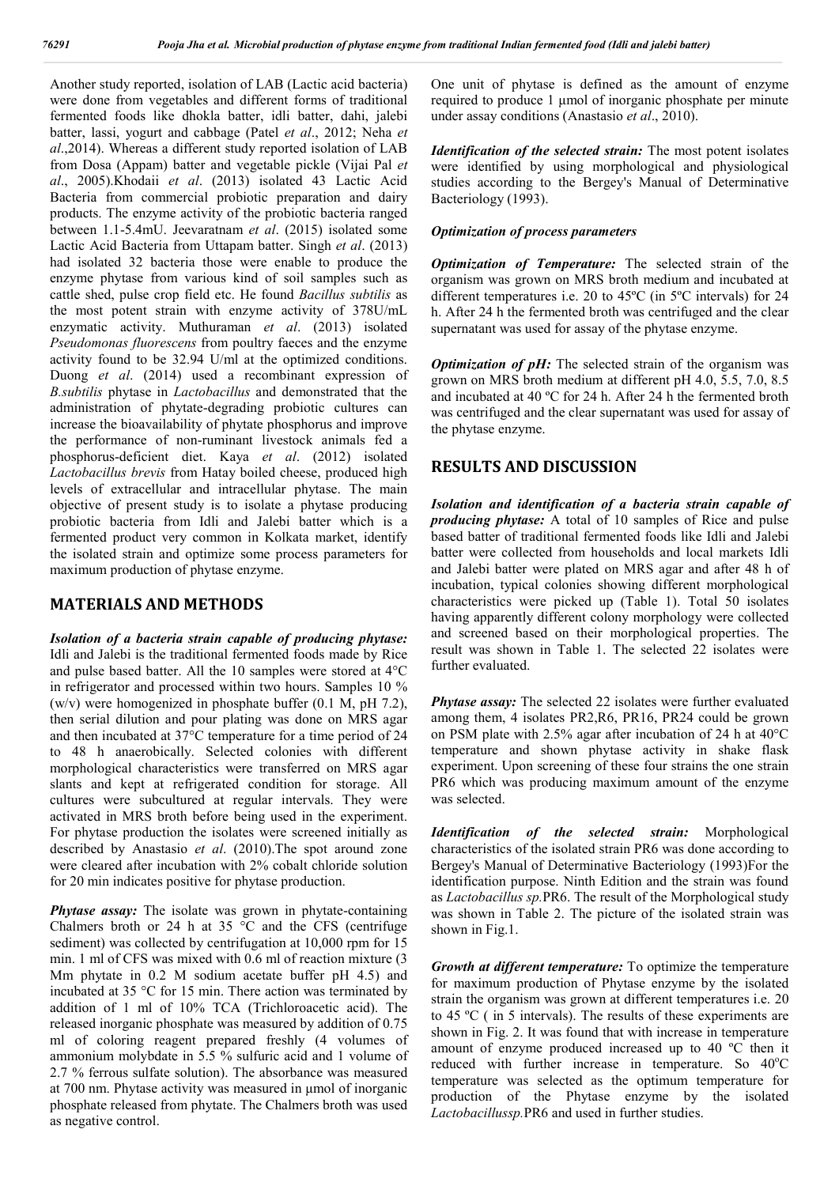Another study reported, isolation of LAB (Lactic acid bacteria) were done from vegetables and different forms of traditional fermented foods like dhokla batter, idli batter, dahi, jalebi batter, lassi, yogurt and cabbage (Patel *et al*., 2012; Neha *et al*.,2014). Whereas a different study reported isolation of LAB from Dosa (Appam) batter and vegetable pickle (Vijai Pal *et al*., 2005).Khodaii *et al*. (2013) isolated 43 Lactic Acid Bacteria from commercial probiotic preparation and dairy products. The enzyme activity of the probiotic bacteria ranged between 1.1-5.4mU. Jeevaratnam *et al*. (2015) isolated some Lactic Acid Bacteria from Uttapam batter. Singh *et al*. (2013) had isolated 32 bacteria those were enable to produce the enzyme phytase from various kind of soil samples such as cattle shed, pulse crop field etc. He found *Bacillus subtilis* as the most potent strain with enzyme activity of 378U/mL enzymatic activity. Muthuraman *et al*. (2013) isolated *Pseudomonas fluorescens* from poultry faeces and the enzyme activity found to be 32.94 U/ml at the optimized conditions. Duong *et al*. (2014) used a recombinant expression of *B.subtilis* phytase in *Lactobacillus* and demonstrated that the administration of phytate-degrading probiotic cultures can increase the bioavailability of phytate phosphorus and improve the performance of non-ruminant livestock animals fed a phosphorus-deficient diet. Kaya *et al*. (2012) isolated *Lactobacillus brevis* from Hatay boiled cheese, produced high levels of extracellular and intracellular phytase. The main objective of present study is to isolate a phytase producing probiotic bacteria from Idli and Jalebi batter which is a fermented product very common in Kolkata market, identify the isolated strain and optimize some process parameters for maximum production of phytase enzyme.

## MATERIALS AND METHODS

***Isolation of a bacteria strain capable of producing phytase:*** Idli and Jalebi is the traditional fermented foods made by Rice and pulse based batter. All the 10 samples were stored at 4°C in refrigerator and processed within two hours. Samples 10 % (w/v) were homogenized in phosphate buffer (0.1 M, pH 7.2), then serial dilution and pour plating was done on MRS agar and then incubated at 37°C temperature for a time period of 24 to 48 h anaerobically. Selected colonies with different morphological characteristics were transferred on MRS agar slants and kept at refrigerated condition for storage. All cultures were subcultured at regular intervals. They were activated in MRS broth before being used in the experiment. For phytase production the isolates were screened initially as described by Anastasio *et al*. (2010).The spot around zone were cleared after incubation with 2% cobalt chloride solution for 20 min indicates positive for phytase production.

***Phytase assay:*** The isolate was grown in phytate-containing Chalmers broth or 24 h at 35 °C and the CFS (centrifuge sediment) was collected by centrifugation at 10,000 rpm for 15 min. 1 ml of CFS was mixed with 0.6 ml of reaction mixture (3 Mm phytate in 0.2 M sodium acetate buffer pH 4.5) and incubated at 35 °C for 15 min. There action was terminated by addition of 1 ml of 10% TCA (Trichloroacetic acid). The released inorganic phosphate was measured by addition of 0.75 ml of coloring reagent prepared freshly (4 volumes of ammonium molybdate in 5.5 % sulfuric acid and 1 volume of 2.7 % ferrous sulfate solution). The absorbance was measured at 700 nm. Phytase activity was measured in μmol of inorganic phosphate released from phytate. The Chalmers broth was used as negative control.

One unit of phytase is defined as the amount of enzyme required to produce 1 μmol of inorganic phosphate per minute under assay conditions (Anastasio *et al*., 2010).

***Identification of the selected strain:*** The most potent isolates were identified by using morphological and physiological studies according to the Bergey's Manual of Determinative Bacteriology (1993).

***Optimization of process parameters***

***Optimization of Temperature:*** The selected strain of the organism was grown on MRS broth medium and incubated at different temperatures i.e. 20 to 45ºC (in 5ºC intervals) for 24 h. After 24 h the fermented broth was centrifuged and the clear supernatant was used for assay of the phytase enzyme.

***Optimization of pH:*** The selected strain of the organism was grown on MRS broth medium at different pH 4.0, 5.5, 7.0, 8.5 and incubated at 40 ºC for 24 h. After 24 h the fermented broth was centrifuged and the clear supernatant was used for assay of the phytase enzyme.

## RESULTS AND DISCUSSION

***Isolation and identification of a bacteria strain capable of producing phytase:*** A total of 10 samples of Rice and pulse based batter of traditional fermented foods like Idli and Jalebi batter were collected from households and local markets Idli and Jalebi batter were plated on MRS agar and after 48 h of incubation, typical colonies showing different morphological characteristics were picked up (Table 1). Total 50 isolates having apparently different colony morphology were collected and screened based on their morphological properties. The result was shown in Table 1. The selected 22 isolates were further evaluated.

***Phytase assay:*** The selected 22 isolates were further evaluated among them, 4 isolates PR2,R6, PR16, PR24 could be grown on PSM plate with 2.5% agar after incubation of 24 h at 40°C temperature and shown phytase activity in shake flask experiment. Upon screening of these four strains the one strain PR6 which was producing maximum amount of the enzyme was selected.

***Identification of the selected strain:*** Morphological characteristics of the isolated strain PR6 was done according to Bergey's Manual of Determinative Bacteriology (1993)For the identification purpose. Ninth Edition and the strain was found as *Lactobacillus sp.*PR6. The result of the Morphological study was shown in Table 2. The picture of the isolated strain was shown in Fig.1.

***Growth at different temperature:*** To optimize the temperature for maximum production of Phytase enzyme by the isolated strain the organism was grown at different temperatures i.e. 20 to 45 ºC ( in 5 intervals). The results of these experiments are shown in Fig. 2. It was found that with increase in temperature amount of enzyme produced increased up to 40 ºC then it reduced with further increase in temperature. So 40$^{o}$C temperature was selected as the optimum temperature for production of the Phytase enzyme by the isolated *Lactobacillussp.*PR6 and used in further studies.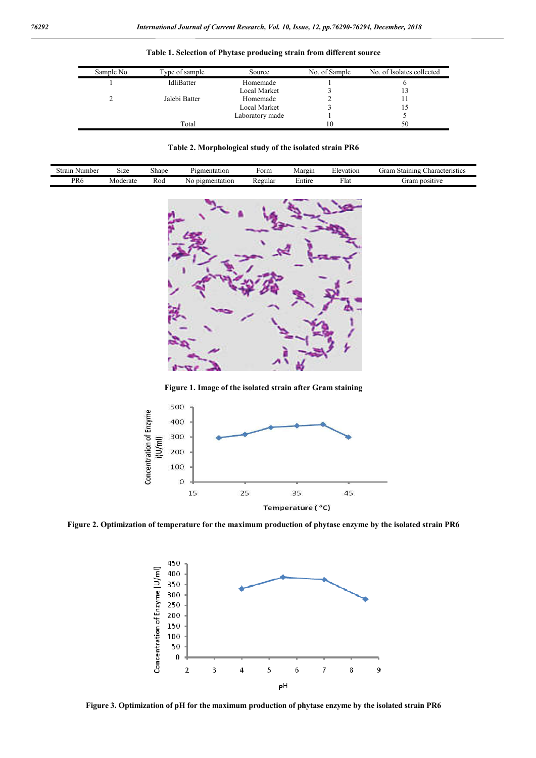**Table 1. Selection of Phytase producing strain from different source**

| Sample No | Type of sample | Source | No. of Sample | No. of Isolates collected |
|---|---|---|---|---|
| 1 | IdliBatter | Homemade | 1 | 6 |
| | | Local Market | 3 | 13 |
| 2 | Jalebi Batter | Homemade | 2 | 11 |
| | | Local Market | 3 | 15 |
| | | Laboratory made | 1 | 5 |
| | Total | | 10 | 50 |

**Table 2. Morphological study of the isolated strain PR6**

| Strain Number | Size | Shape | Pigmentation | Form | Margin | Elevation | Gram Staining Characteristics |
|---|---|---|---|---|---|---|---|
| PR6 | Moderate | Rod | No pigmentation | Regular | Entire | Flat | Gram positive |

**Figure 1. Image of the isolated strain after Gram staining**

**Figure 2. Optimization of temperature for the maximum production of phytase enzyme by the isolated strain PR6**

**Figure 3. Optimization of pH for the maximum production of phytase enzyme by the isolated strain PR6**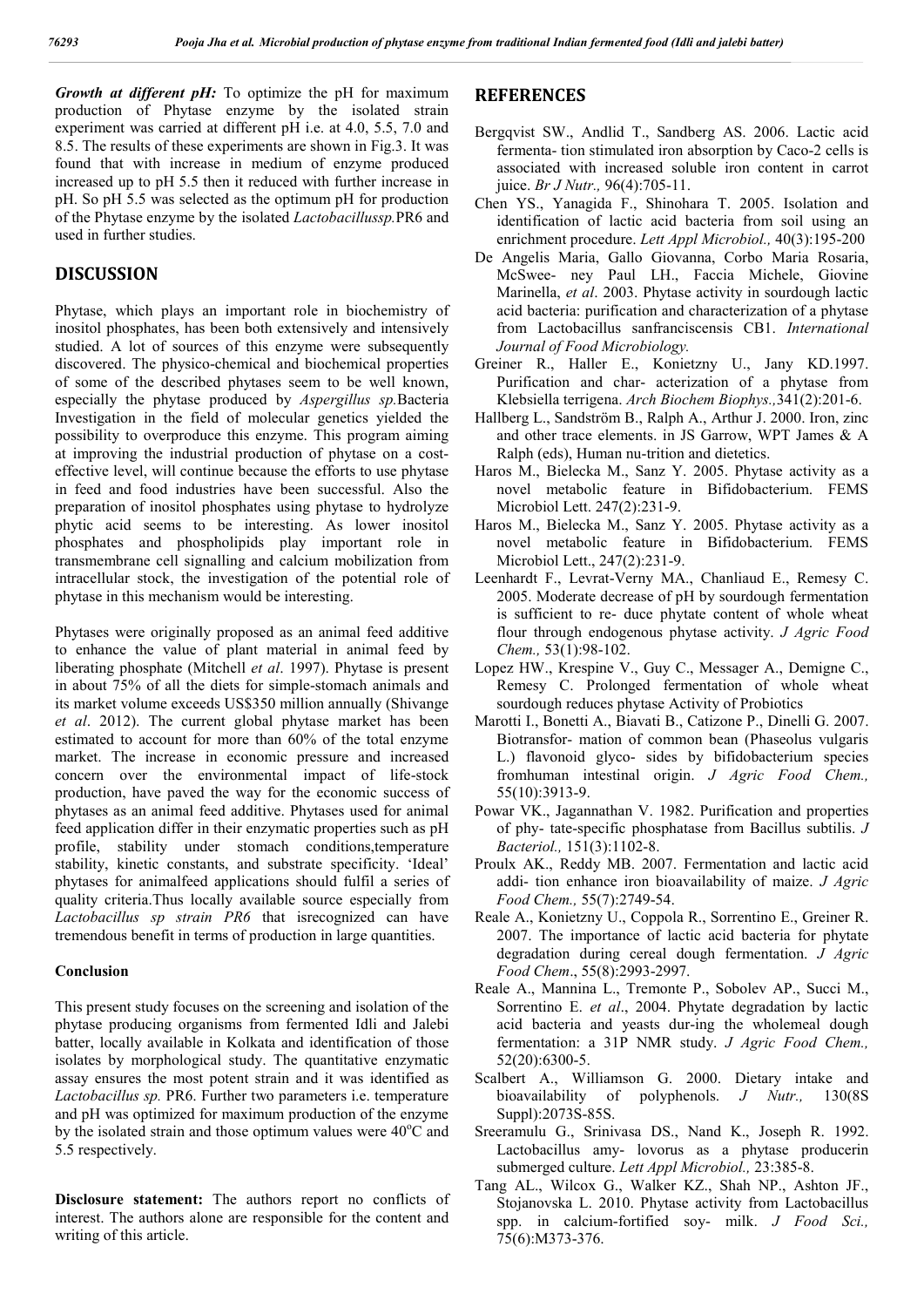***Growth at different pH:*** To optimize the pH for maximum production of Phytase enzyme by the isolated strain experiment was carried at different pH i.e. at 4.0, 5.5, 7.0 and 8.5. The results of these experiments are shown in Fig.3. It was found that with increase in medium of enzyme produced increased up to pH 5.5 then it reduced with further increase in pH. So pH 5.5 was selected as the optimum pH for production of the Phytase enzyme by the isolated *Lactobacillussp.*PR6 and used in further studies.

## DISCUSSION

Phytase, which plays an important role in biochemistry of inositol phosphates, has been both extensively and intensively studied. A lot of sources of this enzyme were subsequently discovered. The physico-chemical and biochemical properties of some of the described phytases seem to be well known, especially the phytase produced by *Aspergillus sp.*Bacteria Investigation in the field of molecular genetics yielded the possibility to overproduce this enzyme. This program aiming at improving the industrial production of phytase on a cost-effective level, will continue because the efforts to use phytase in feed and food industries have been successful. Also the preparation of inositol phosphates using phytase to hydrolyze phytic acid seems to be interesting. As lower inositol phosphates and phospholipids play important role in transmembrane cell signalling and calcium mobilization from intracellular stock, the investigation of the potential role of phytase in this mechanism would be interesting.

Phytases were originally proposed as an animal feed additive to enhance the value of plant material in animal feed by liberating phosphate (Mitchell *et al*. 1997). Phytase is present in about 75% of all the diets for simple-stomach animals and its market volume exceeds US$350 million annually (Shivange *et al*. 2012). The current global phytase market has been estimated to account for more than 60% of the total enzyme market. The increase in economic pressure and increased concern over the environmental impact of life-stock production, have paved the way for the economic success of phytases as an animal feed additive. Phytases used for animal feed application differ in their enzymatic properties such as pH profile, stability under stomach conditions,temperature stability, kinetic constants, and substrate specificity. 'Ideal' phytases for animalfeed applications should fulfil a series of quality criteria.Thus locally available source especially from *Lactobacillus sp strain PR6* that isrecognized can have tremendous benefit in terms of production in large quantities.

### Conclusion

This present study focuses on the screening and isolation of the phytase producing organisms from fermented Idli and Jalebi batter, locally available in Kolkata and identification of those isolates by morphological study. The quantitative enzymatic assay ensures the most potent strain and it was identified as *Lactobacillus sp.* PR6. Further two parameters i.e. temperature and pH was optimized for maximum production of the enzyme by the isolated strain and those optimum values were 40°C and 5.5 respectively.

**Disclosure statement:** The authors report no conflicts of interest. The authors alone are responsible for the content and writing of this article.

## REFERENCES

Bergqvist SW., Andlid T., Sandberg AS. 2006. Lactic acid fermenta- tion stimulated iron absorption by Caco-2 cells is associated with increased soluble iron content in carrot juice. *Br J Nutr.,* 96(4):705-11.

Chen YS., Yanagida F., Shinohara T. 2005. Isolation and identification of lactic acid bacteria from soil using an enrichment procedure. *Lett Appl Microbiol.,* 40(3):195-200

De Angelis Maria, Gallo Giovanna, Corbo Maria Rosaria, McSwee- ney Paul LH., Faccia Michele, Giovine Marinella, *et al*. 2003. Phytase activity in sourdough lactic acid bacteria: purification and characterization of a phytase from Lactobacillus sanfranciscensis CB1. *International Journal of Food Microbiology.*

Greiner R., Haller E., Konietzny U., Jany KD.1997. Purification and char- acterization of a phytase from Klebsiella terrigena. *Arch Biochem Biophys.,*341(2):201-6.

Hallberg L., Sandström B., Ralph A., Arthur J. 2000. Iron, zinc and other trace elements. in JS Garrow, WPT James & A Ralph (eds), Human nu-trition and dietetics.

Haros M., Bielecka M., Sanz Y. 2005. Phytase activity as a novel metabolic feature in Bifidobacterium. FEMS Microbiol Lett. 247(2):231-9.

Haros M., Bielecka M., Sanz Y. 2005. Phytase activity as a novel metabolic feature in Bifidobacterium. FEMS Microbiol Lett., 247(2):231-9.

Leenhardt F., Levrat-Verny MA., Chanliaud E., Remesy C. 2005. Moderate decrease of pH by sourdough fermentation is sufficient to re- duce phytate content of whole wheat flour through endogenous phytase activity. *J Agric Food Chem.,* 53(1):98-102.

Lopez HW., Krespine V., Guy C., Messager A., Demigne C., Remesy C. Prolonged fermentation of whole wheat sourdough reduces phytase Activity of Probiotics

Marotti I., Bonetti A., Biavati B., Catizone P., Dinelli G. 2007. Biotransfor- mation of common bean (Phaseolus vulgaris L.) flavonoid glyco- sides by bifidobacterium species fromhuman intestinal origin. *J Agric Food Chem.,* 55(10):3913-9.

Powar VK., Jagannathan V. 1982. Purification and properties of phy- tate-specific phosphatase from Bacillus subtilis. *J Bacteriol.,* 151(3):1102-8.

Proulx AK., Reddy MB. 2007. Fermentation and lactic acid addi- tion enhance iron bioavailability of maize. *J Agric Food Chem.,* 55(7):2749-54.

Reale A., Konietzny U., Coppola R., Sorrentino E., Greiner R. 2007. The importance of lactic acid bacteria for phytate degradation during cereal dough fermentation. *J Agric Food Chem*., 55(8):2993-2997.

Reale A., Mannina L., Tremonte P., Sobolev AP., Succi M., Sorrentino E. *et al*., 2004. Phytate degradation by lactic acid bacteria and yeasts dur-ing the wholemeal dough fermentation: a 31P NMR study. *J Agric Food Chem.,* 52(20):6300-5.

Scalbert A., Williamson G. 2000. Dietary intake and bioavailability of polyphenols. *J Nutr.,* 130(8S Suppl):2073S-85S.

Sreeramulu G., Srinivasa DS., Nand K., Joseph R. 1992. Lactobacillus amy- lovorus as a phytase producerin submerged culture. *Lett Appl Microbiol.,* 23:385-8.

Tang AL., Wilcox G., Walker KZ., Shah NP., Ashton JF., Stojanovska L. 2010. Phytase activity from Lactobacillus spp. in calcium-fortified soy- milk. *J Food Sci.,* 75(6):M373-376.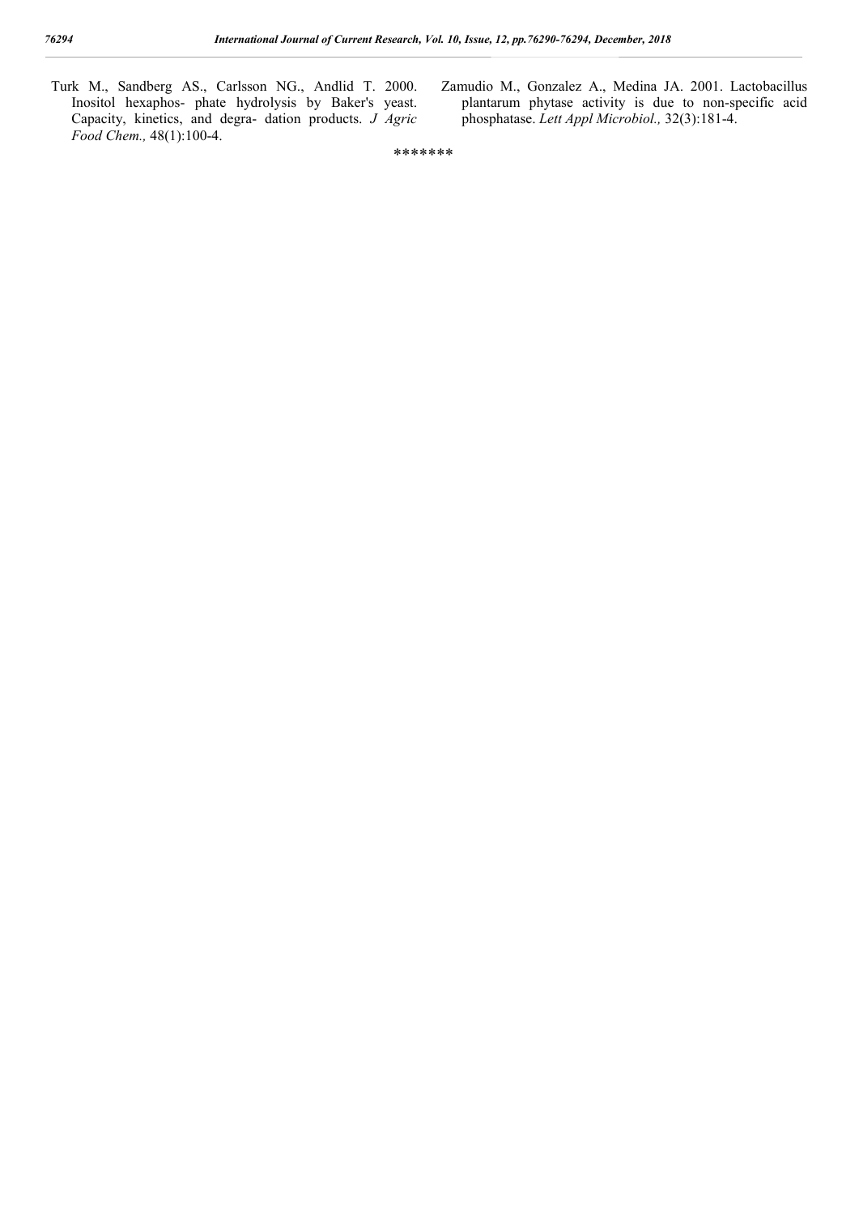Turk M., Sandberg AS., Carlsson NG., Andlid T. 2000. Inositol hexaphos- phate hydrolysis by Baker's yeast. Capacity, kinetics, and degra- dation products. *J Agric Food Chem.,* 48(1):100-4.

Zamudio M., Gonzalez A., Medina JA. 2001. Lactobacillus plantarum phytase activity is due to non-specific acid phosphatase. *Lett Appl Microbiol.,* 32(3):181-4.

*******